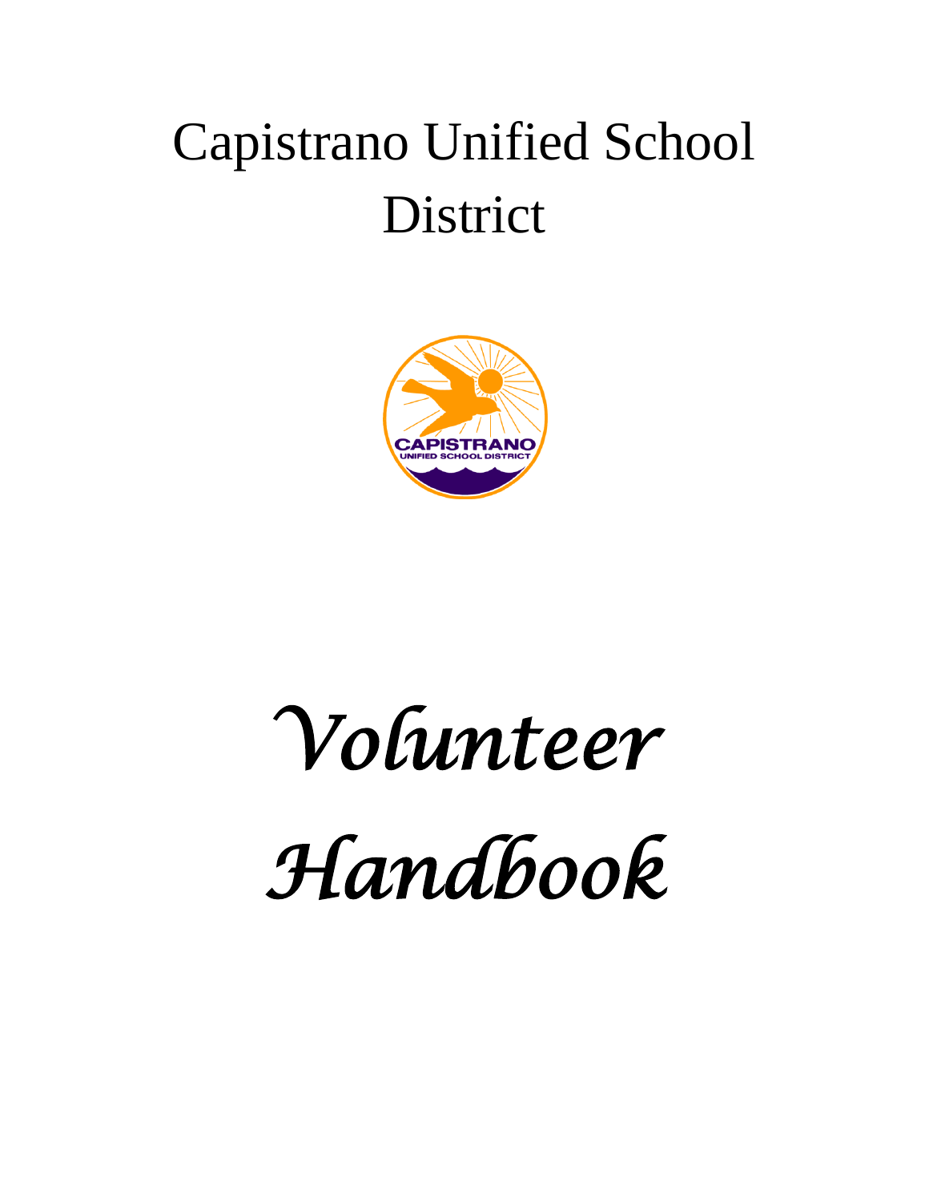# Capistrano Unified School District

# *Volunteer Handbook*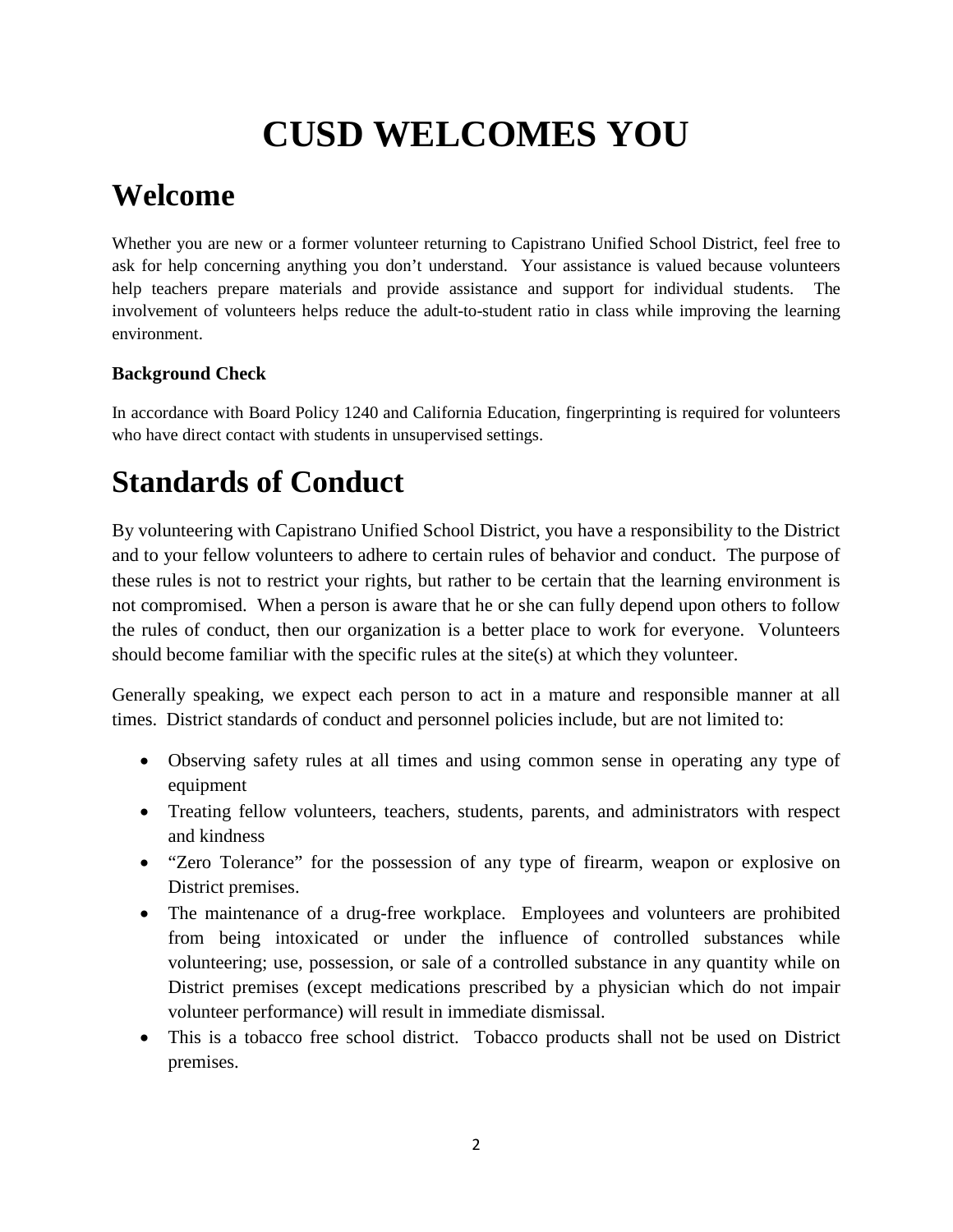# CUSD WELCOMES YOU

## Welcome

Whether you are new or a former volunteer returning to Capistrano Unified School District, feel free to ask for help concerning anything you don't understand. Your assistance is valued because volunteers help teachers prepare materials and provide assistance and support for individual students. The involvement of volunteers helps reduce the adult-to-student ratio in class while improving the learning environment.

**Background Check**

In accordance with Board Policy 1240 and California Education, fingerprinting is required for volunteers who have direct contact with students in unsupervised settings.

## Standards of Conduct

By volunteering with Capistrano Unified School District, you have a responsibility to the District and to your fellow volunteers to adhere to certain rules of behavior and conduct. The purpose of these rules is not to restrict your rights, but rather to be certain that the learning environment is not compromised. When a person is aware that he or she can fully depend upon others to follow the rules of conduct, then our organization is a better place to work for everyone. Volunteers should become familiar with the specific rules at the site(s) at which they volunteer.

Generally speaking, we expect each person to act in a mature and responsible manner at all times. District standards of conduct and personnel policies include, but are not limited to:

- Observing safety rules at all times and using common sense in operating any type of equipment
- Treating fellow volunteers, teachers, students, parents, and administrators with respect and kindness
- "Zero Tolerance" for the possession of any type of firearm, weapon or explosive on District premises.
- The maintenance of a drug-free workplace. Employees and volunteers are prohibited from being intoxicated or under the influence of controlled substances while volunteering; use, possession, or sale of a controlled substance in any quantity while on District premises (except medications prescribed by a physician which do not impair volunteer performance) will result in immediate dismissal.
- This is a tobacco free school district. Tobacco products shall not be used on District premises.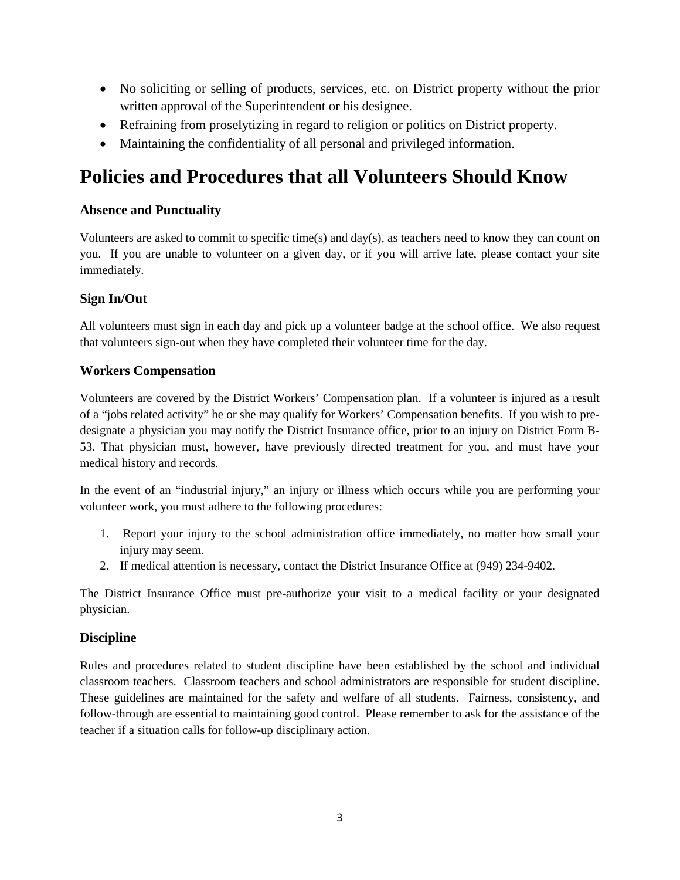- No soliciting or selling of products, services, etc. on District property without the prior written approval of the Superintendent or his designee.
- Refraining from proselytizing in regard to religion or politics on District property.
- Maintaining the confidentiality of all personal and privileged information.

# Policies and Procedures that all Volunteers Should Know

### Absence and Punctuality

Volunteers are asked to commit to specific time(s) and day(s), as teachers need to know they can count on you. If you are unable to volunteer on a given day, or if you will arrive late, please contact your site immediately.

### Sign In/Out

All volunteers must sign in each day and pick up a volunteer badge at the school office. We also request that volunteers sign-out when they have completed their volunteer time for the day.

### Workers Compensation

Volunteers are covered by the District Workers' Compensation plan. If a volunteer is injured as a result of a "jobs related activity" he or she may qualify for Workers' Compensation benefits. If you wish to pre-designate a physician you may notify the District Insurance office, prior to an injury on District Form B-53. That physician must, however, have previously directed treatment for you, and must have your medical history and records.

In the event of an "industrial injury," an injury or illness which occurs while you are performing your volunteer work, you must adhere to the following procedures:

1. Report your injury to the school administration office immediately, no matter how small your injury may seem.
2. If medical attention is necessary, contact the District Insurance Office at (949) 234-9402.

The District Insurance Office must pre-authorize your visit to a medical facility or your designated physician.

### Discipline

Rules and procedures related to student discipline have been established by the school and individual classroom teachers. Classroom teachers and school administrators are responsible for student discipline. These guidelines are maintained for the safety and welfare of all students. Fairness, consistency, and follow-through are essential to maintaining good control. Please remember to ask for the assistance of the teacher if a situation calls for follow-up disciplinary action.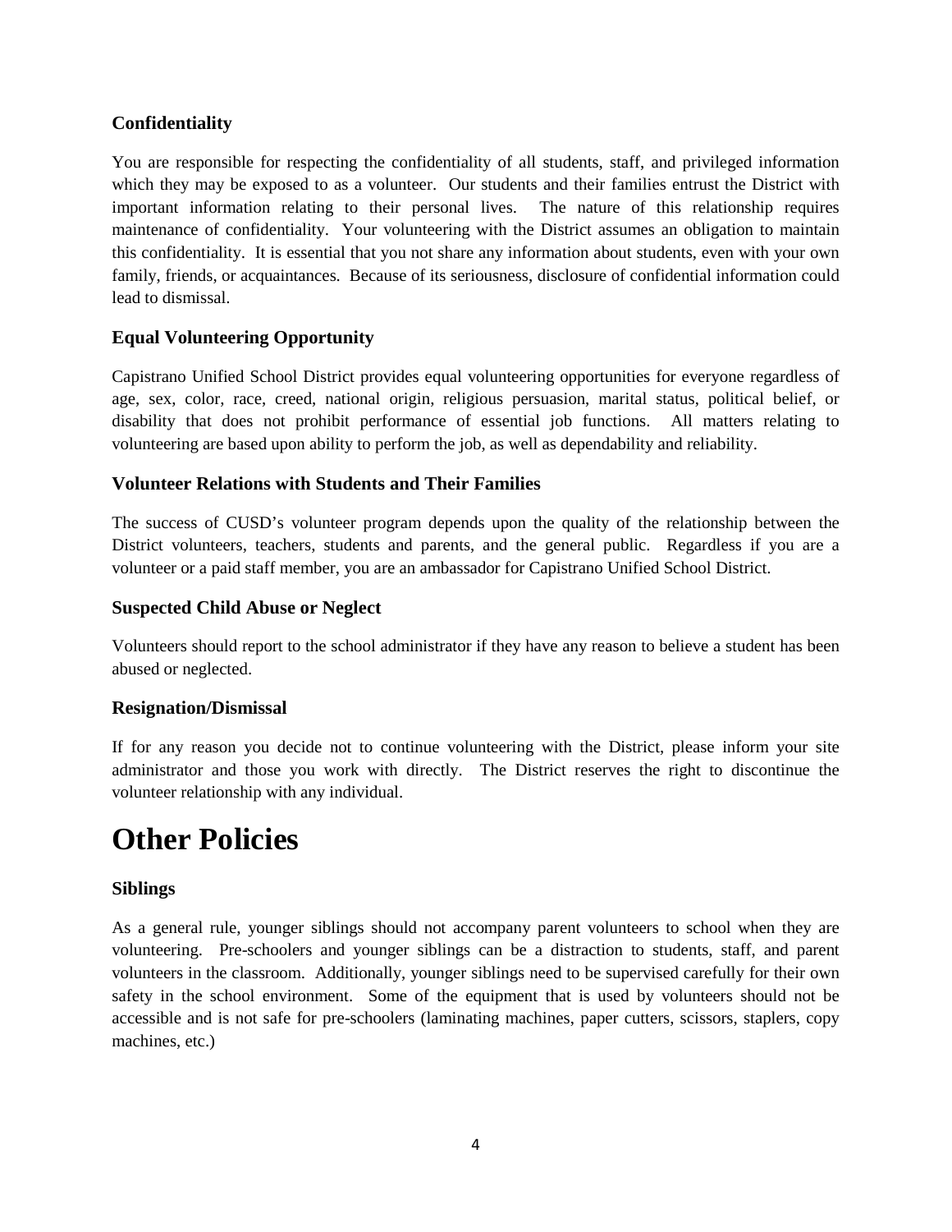### Confidentiality

You are responsible for respecting the confidentiality of all students, staff, and privileged information which they may be exposed to as a volunteer. Our students and their families entrust the District with important information relating to their personal lives. The nature of this relationship requires maintenance of confidentiality. Your volunteering with the District assumes an obligation to maintain this confidentiality. It is essential that you not share any information about students, even with your own family, friends, or acquaintances. Because of its seriousness, disclosure of confidential information could lead to dismissal.

### Equal Volunteering Opportunity

Capistrano Unified School District provides equal volunteering opportunities for everyone regardless of age, sex, color, race, creed, national origin, religious persuasion, marital status, political belief, or disability that does not prohibit performance of essential job functions. All matters relating to volunteering are based upon ability to perform the job, as well as dependability and reliability.

### Volunteer Relations with Students and Their Families

The success of CUSD's volunteer program depends upon the quality of the relationship between the District volunteers, teachers, students and parents, and the general public. Regardless if you are a volunteer or a paid staff member, you are an ambassador for Capistrano Unified School District.

### Suspected Child Abuse or Neglect

Volunteers should report to the school administrator if they have any reason to believe a student has been abused or neglected.

### Resignation/Dismissal

If for any reason you decide not to continue volunteering with the District, please inform your site administrator and those you work with directly. The District reserves the right to discontinue the volunteer relationship with any individual.

# Other Policies

### Siblings

As a general rule, younger siblings should not accompany parent volunteers to school when they are volunteering. Pre-schoolers and younger siblings can be a distraction to students, staff, and parent volunteers in the classroom. Additionally, younger siblings need to be supervised carefully for their own safety in the school environment. Some of the equipment that is used by volunteers should not be accessible and is not safe for pre-schoolers (laminating machines, paper cutters, scissors, staplers, copy machines, etc.)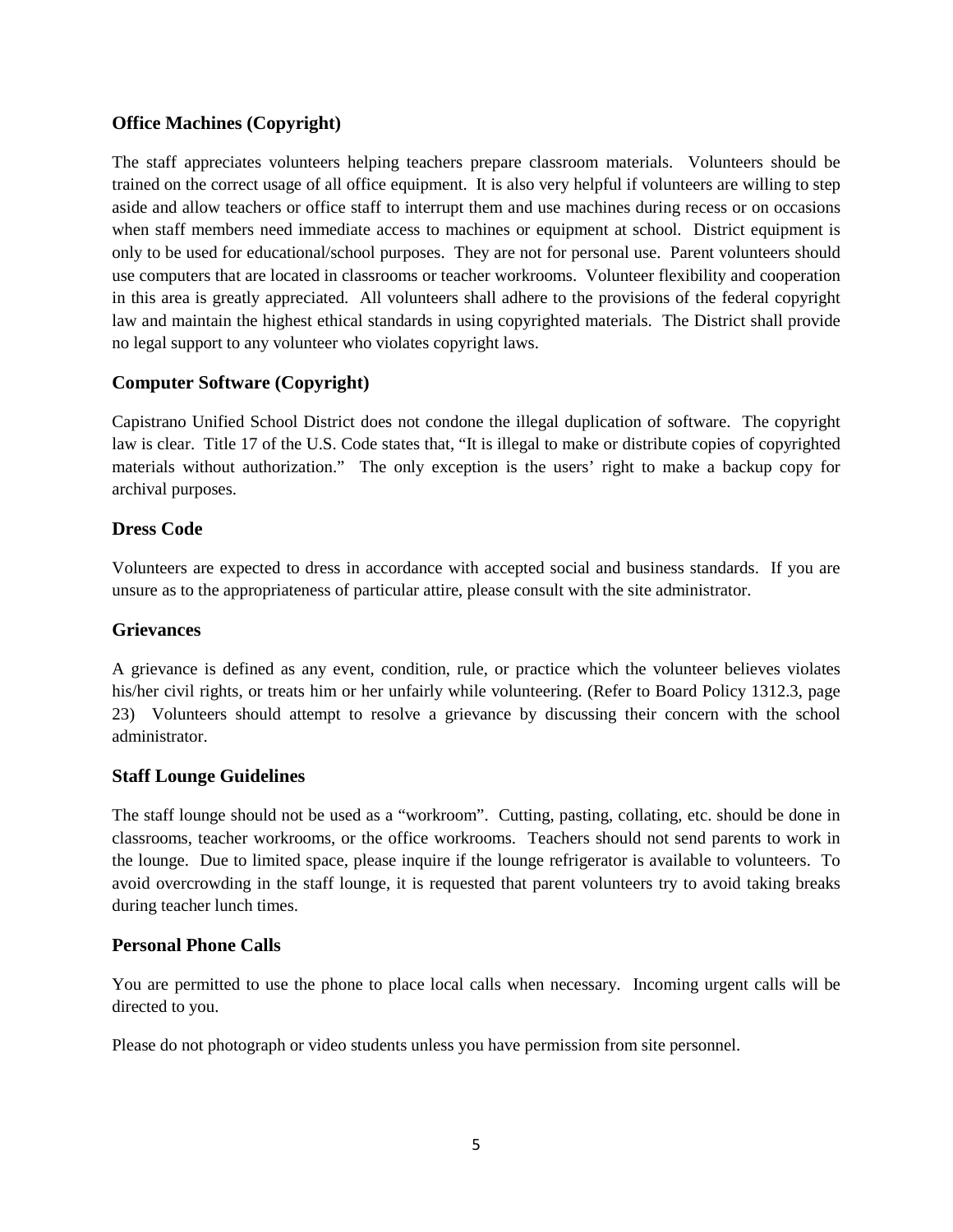### Office Machines (Copyright)

The staff appreciates volunteers helping teachers prepare classroom materials. Volunteers should be trained on the correct usage of all office equipment. It is also very helpful if volunteers are willing to step aside and allow teachers or office staff to interrupt them and use machines during recess or on occasions when staff members need immediate access to machines or equipment at school. District equipment is only to be used for educational/school purposes. They are not for personal use. Parent volunteers should use computers that are located in classrooms or teacher workrooms. Volunteer flexibility and cooperation in this area is greatly appreciated. All volunteers shall adhere to the provisions of the federal copyright law and maintain the highest ethical standards in using copyrighted materials. The District shall provide no legal support to any volunteer who violates copyright laws.

### Computer Software (Copyright)

Capistrano Unified School District does not condone the illegal duplication of software. The copyright law is clear. Title 17 of the U.S. Code states that, "It is illegal to make or distribute copies of copyrighted materials without authorization." The only exception is the users' right to make a backup copy for archival purposes.

### Dress Code

Volunteers are expected to dress in accordance with accepted social and business standards. If you are unsure as to the appropriateness of particular attire, please consult with the site administrator.

### Grievances

A grievance is defined as any event, condition, rule, or practice which the volunteer believes violates his/her civil rights, or treats him or her unfairly while volunteering. (Refer to Board Policy 1312.3, page 23) Volunteers should attempt to resolve a grievance by discussing their concern with the school administrator.

### Staff Lounge Guidelines

The staff lounge should not be used as a "workroom". Cutting, pasting, collating, etc. should be done in classrooms, teacher workrooms, or the office workrooms. Teachers should not send parents to work in the lounge. Due to limited space, please inquire if the lounge refrigerator is available to volunteers. To avoid overcrowding in the staff lounge, it is requested that parent volunteers try to avoid taking breaks during teacher lunch times.

### Personal Phone Calls

You are permitted to use the phone to place local calls when necessary. Incoming urgent calls will be directed to you.

Please do not photograph or video students unless you have permission from site personnel.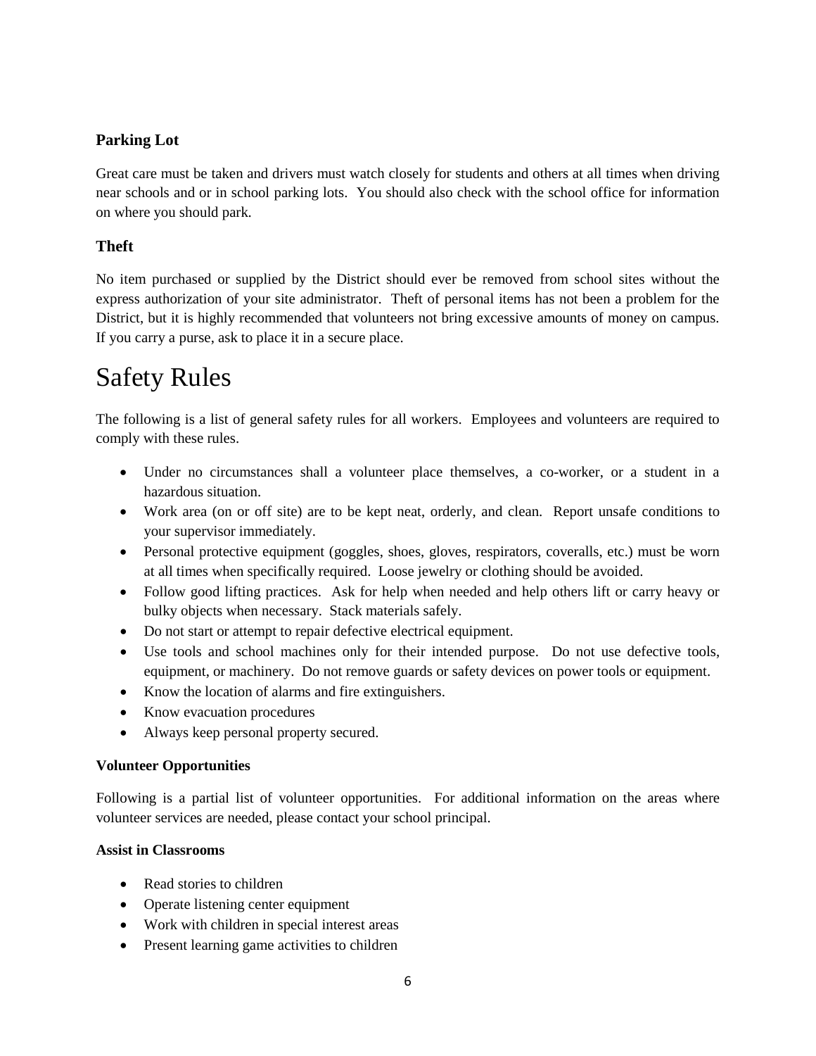### Parking Lot

Great care must be taken and drivers must watch closely for students and others at all times when driving near schools and or in school parking lots. You should also check with the school office for information on where you should park.

### Theft

No item purchased or supplied by the District should ever be removed from school sites without the express authorization of your site administrator. Theft of personal items has not been a problem for the District, but it is highly recommended that volunteers not bring excessive amounts of money on campus. If you carry a purse, ask to place it in a secure place.

# Safety Rules

The following is a list of general safety rules for all workers. Employees and volunteers are required to comply with these rules.

- Under no circumstances shall a volunteer place themselves, a co-worker, or a student in a hazardous situation.
- Work area (on or off site) are to be kept neat, orderly, and clean. Report unsafe conditions to your supervisor immediately.
- Personal protective equipment (goggles, shoes, gloves, respirators, coveralls, etc.) must be worn at all times when specifically required. Loose jewelry or clothing should be avoided.
- Follow good lifting practices. Ask for help when needed and help others lift or carry heavy or bulky objects when necessary. Stack materials safely.
- Do not start or attempt to repair defective electrical equipment.
- Use tools and school machines only for their intended purpose. Do not use defective tools, equipment, or machinery. Do not remove guards or safety devices on power tools or equipment.
- Know the location of alarms and fire extinguishers.
- Know evacuation procedures
- Always keep personal property secured.

**Volunteer Opportunities**

Following is a partial list of volunteer opportunities. For additional information on the areas where volunteer services are needed, please contact your school principal.

**Assist in Classrooms**

- Read stories to children
- Operate listening center equipment
- Work with children in special interest areas
- Present learning game activities to children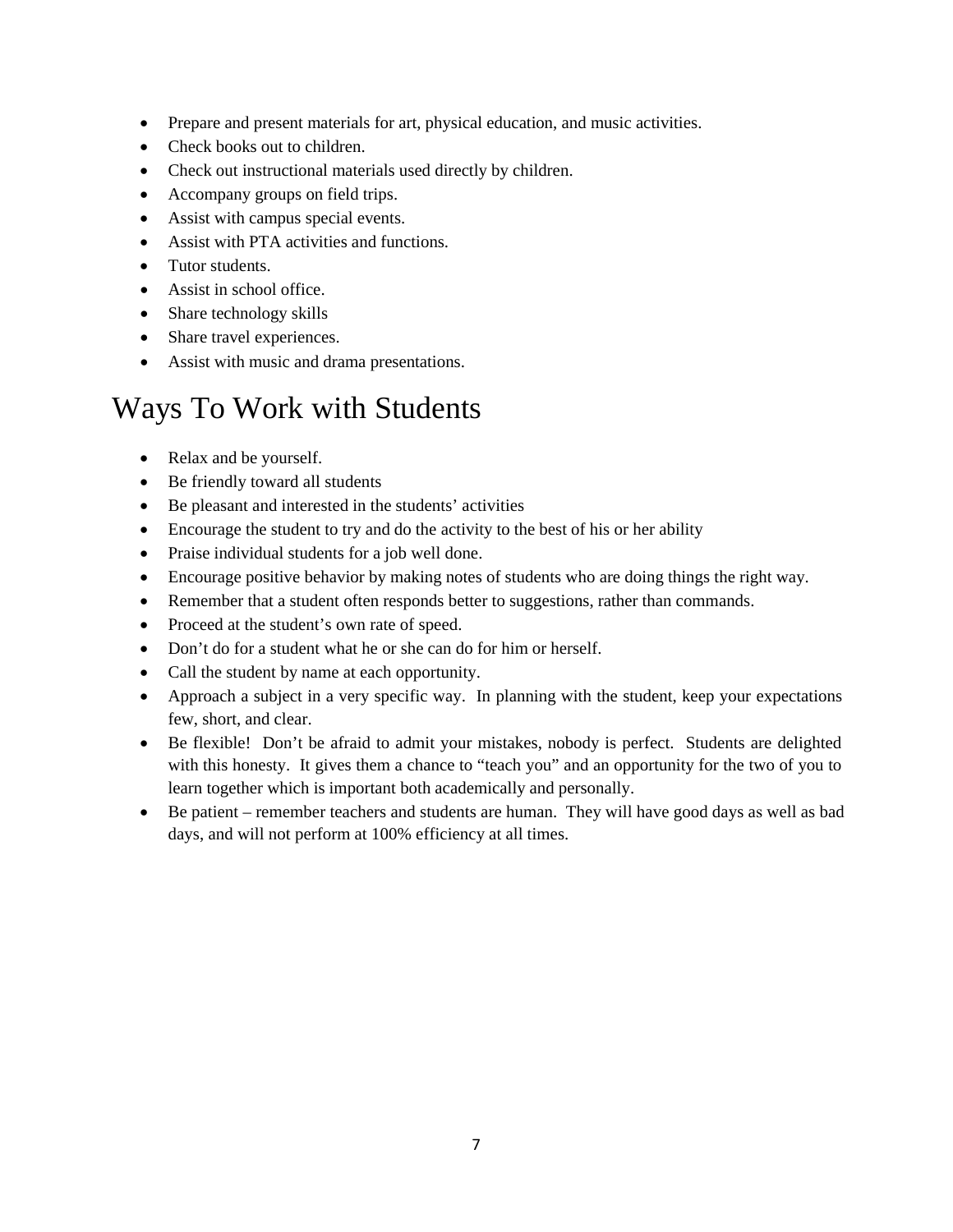- Prepare and present materials for art, physical education, and music activities.
- Check books out to children.
- Check out instructional materials used directly by children.
- Accompany groups on field trips.
- Assist with campus special events.
- Assist with PTA activities and functions.
- Tutor students.
- Assist in school office.
- Share technology skills
- Share travel experiences.
- Assist with music and drama presentations.

# Ways To Work with Students

- Relax and be yourself.
- Be friendly toward all students
- Be pleasant and interested in the students' activities
- Encourage the student to try and do the activity to the best of his or her ability
- Praise individual students for a job well done.
- Encourage positive behavior by making notes of students who are doing things the right way.
- Remember that a student often responds better to suggestions, rather than commands.
- Proceed at the student's own rate of speed.
- Don't do for a student what he or she can do for him or herself.
- Call the student by name at each opportunity.
- Approach a subject in a very specific way. In planning with the student, keep your expectations few, short, and clear.
- Be flexible! Don't be afraid to admit your mistakes, nobody is perfect. Students are delighted with this honesty. It gives them a chance to "teach you" and an opportunity for the two of you to learn together which is important both academically and personally.
- Be patient – remember teachers and students are human. They will have good days as well as bad days, and will not perform at 100% efficiency at all times.